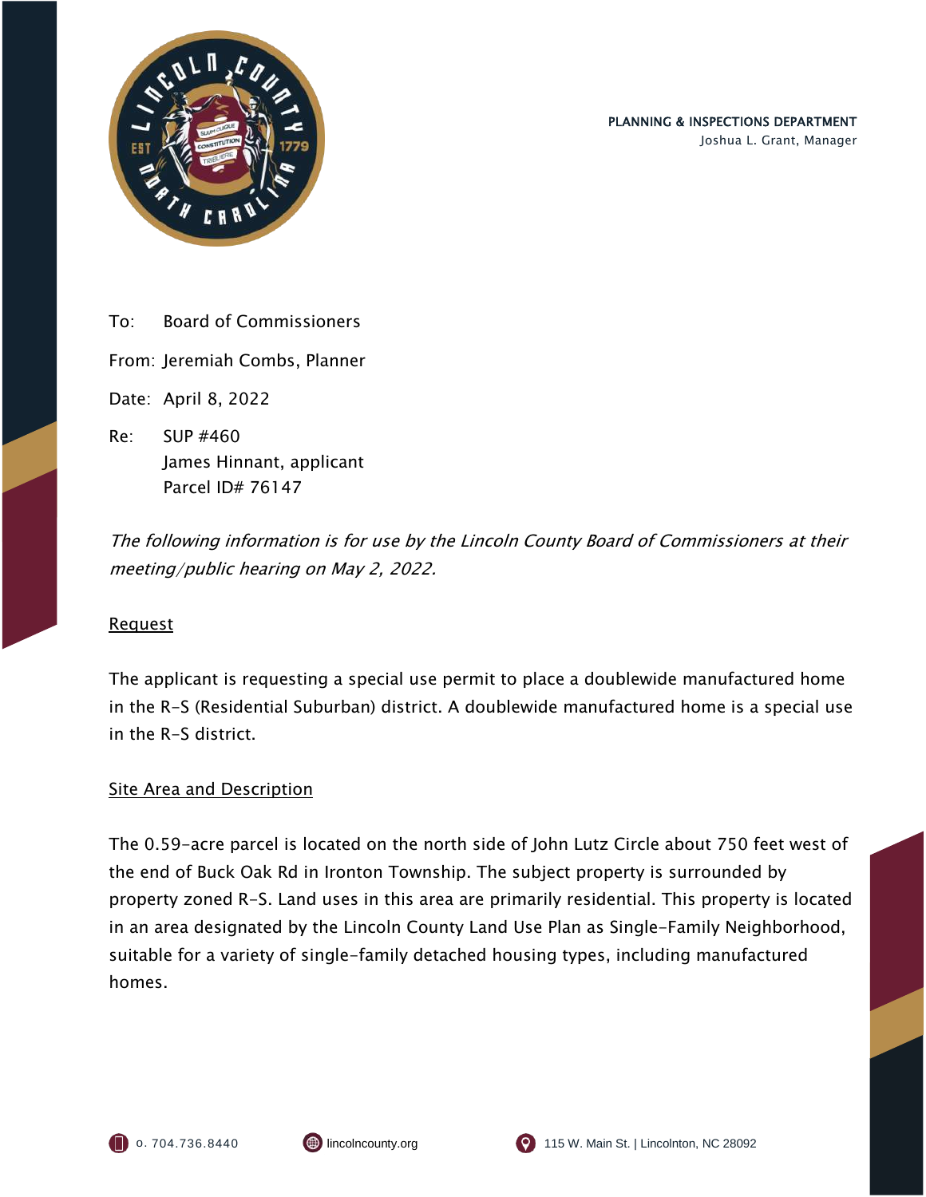PLANNING & INSPECTIONS DEPARTMENT
Joshua L. Grant, Manager

To: Board of Commissioners

From: Jeremiah Combs, Planner

Date: April 8, 2022

Re: SUP #460
James Hinnant, applicant
Parcel ID# 76147

*The following information is for use by the Lincoln County Board of Commissioners at their meeting/public hearing on May 2, 2022.*

## Request

The applicant is requesting a special use permit to place a doublewide manufactured home in the R-S (Residential Suburban) district. A doublewide manufactured home is a special use in the R-S district.

## Site Area and Description

The 0.59-acre parcel is located on the north side of John Lutz Circle about 750 feet west of the end of Buck Oak Rd in Ironton Township. The subject property is surrounded by property zoned R-S. Land uses in this area are primarily residential. This property is located in an area designated by the Lincoln County Land Use Plan as Single-Family Neighborhood, suitable for a variety of single-family detached housing types, including manufactured homes.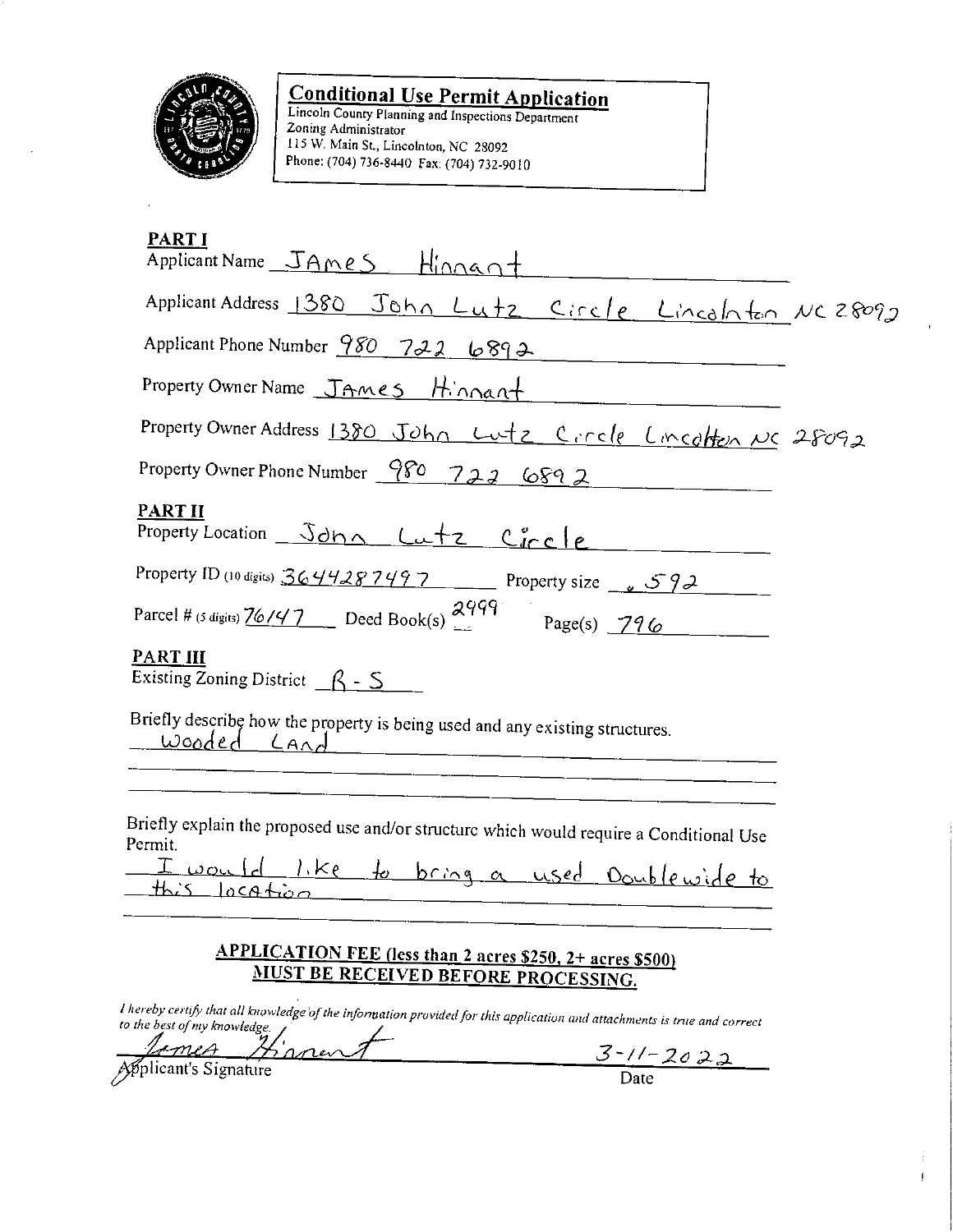# Conditional Use Permit Application

Lincoln County Planning and Inspections Department
Zoning Administrator
115 W. Main St., Lincolnton, NC 28092
Phone: (704) 736-8440 Fax: (704) 732-9010

## PART I

Applicant Name JAmeS Hinnant

Applicant Address 1380 John Lutz Circle Lincolnton NC 28092

Applicant Phone Number 980 722 6892

Property Owner Name JAmeS Hinnant

Property Owner Address 1380 John Lutz Circle Lincolnton NC 28092

Property Owner Phone Number 980 722 6892

## PART II

Property Location John Lutz Circle

Property ID (10 digits) 3644287497 Property size .592

Parcel # (5 digits) 76147 Deed Book(s) 2999 Page(s) 796

## PART III

Existing Zoning District R-S

Briefly describe how the property is being used and any existing structures.

Wooded LAnd

Briefly explain the proposed use and/or structure which would require a Conditional Use Permit.

I would like to bring a used Doublewide to this location

**APPLICATION FEE (less than 2 acres $250, 2+ acres $500) MUST BE RECEIVED BEFORE PROCESSING.**

*I hereby certify that all knowledge of the information provided for this application and attachments is true and correct to the best of my knowledge.*

James Hinnant — Applicant's Signature

3-11-2022 — Date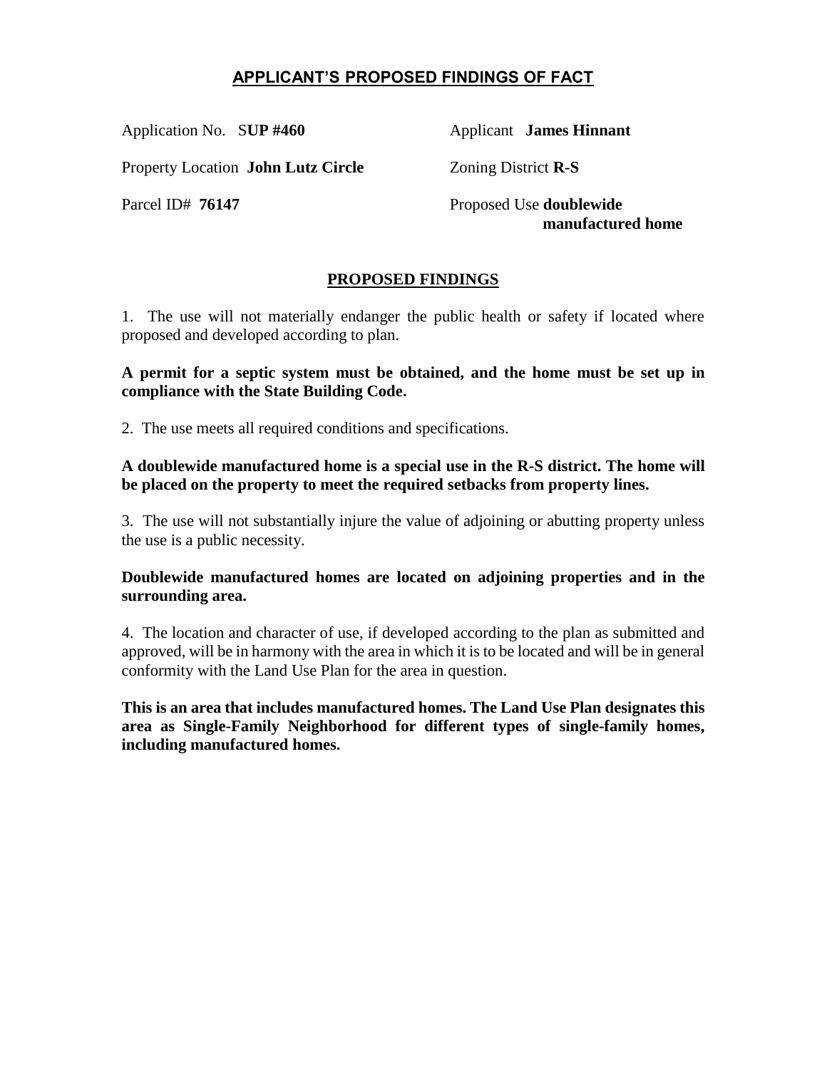## APPLICANT'S PROPOSED FINDINGS OF FACT

Application No. S**UP #460**

Applicant **James Hinnant**

Property Location **John Lutz Circle**

Zoning District **R-S**

Parcel ID# **76147**

Proposed Use **doublewide manufactured home**

## PROPOSED FINDINGS

1. The use will not materially endanger the public health or safety if located where proposed and developed according to plan.

**A permit for a septic system must be obtained, and the home must be set up in compliance with the State Building Code.**

2. The use meets all required conditions and specifications.

**A doublewide manufactured home is a special use in the R-S district. The home will be placed on the property to meet the required setbacks from property lines.**

3. The use will not substantially injure the value of adjoining or abutting property unless the use is a public necessity.

**Doublewide manufactured homes are located on adjoining properties and in the surrounding area.**

4. The location and character of use, if developed according to the plan as submitted and approved, will be in harmony with the area in which it is to be located and will be in general conformity with the Land Use Plan for the area in question.

**This is an area that includes manufactured homes. The Land Use Plan designates this area as Single-Family Neighborhood for different types of single-family homes, including manufactured homes.**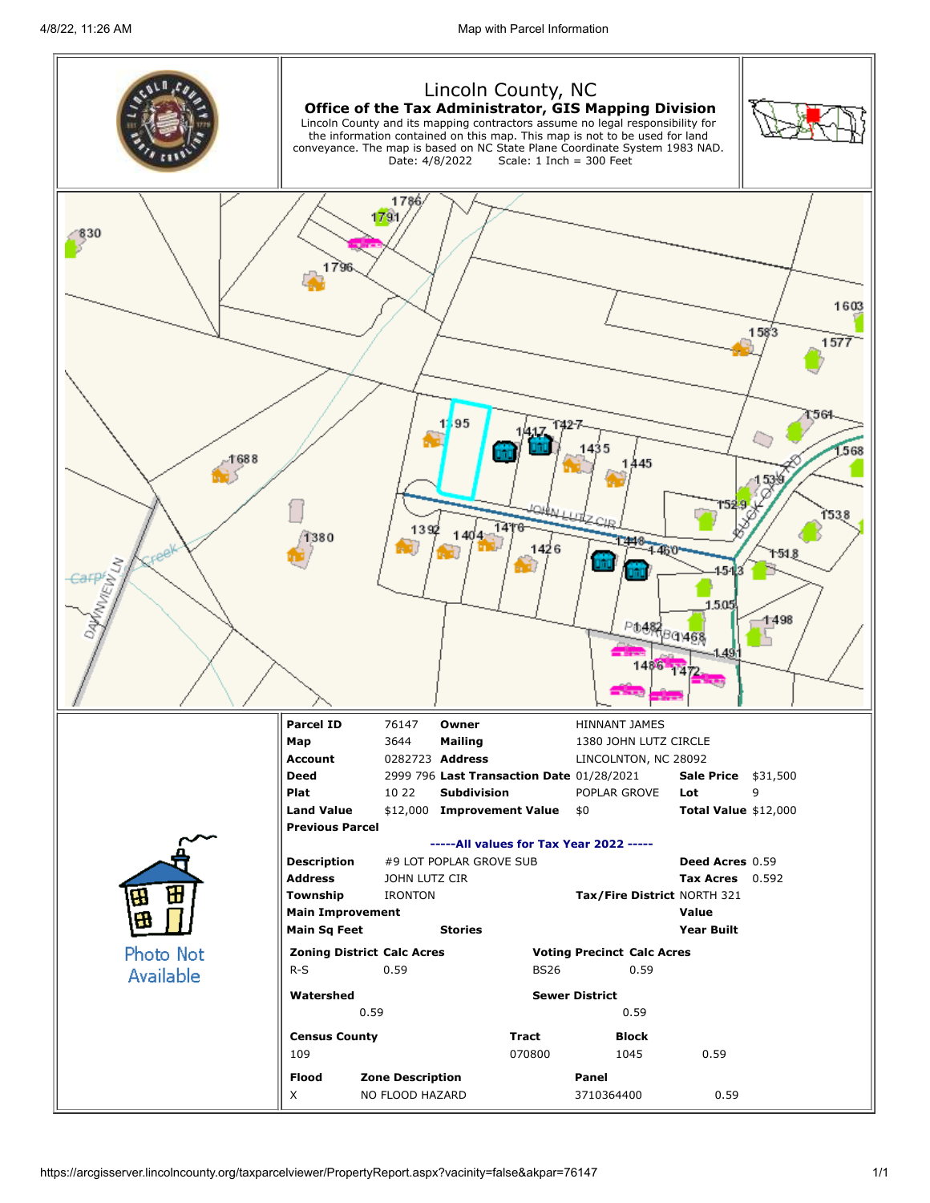# Lincoln County, NC

## Office of the Tax Administrator, GIS Mapping Division

Lincoln County and its mapping contractors assume no legal responsibility for the information contained on this map. This map is not to be used for land conveyance. The map is based on NC State Plane Coordinate System 1983 NAD.
Date: 4/8/2022 Scale: 1 Inch = 300 Feet

| | | | | | |
|---|---|---|---|---|---|
| **Parcel ID** | 76147 | **Owner** | HINNANT JAMES | | |
| **Map** | 3644 | **Mailing** | 1380 JOHN LUTZ CIRCLE | | |
| **Account** | 0282723 | **Address** | LINCOLNTON, NC 28092 | | |
| **Deed** | 2999 796 | **Last Transaction Date** | 01/28/2021 | **Sale Price** | $31,500 |
| **Plat** | 10 22 | **Subdivision** | POPLAR GROVE | **Lot** | 9 |
| **Land Value** | $12,000 | **Improvement Value** | $0 | **Total Value** | $12,000 |
| **Previous Parcel** | | | | | |

**-----All values for Tax Year 2022 -----**

| | | | | |
|---|---|---|---|---|
| **Description** | #9 LOT POPLAR GROVE SUB | | **Deed Acres** | 0.59 |
| **Address** | JOHN LUTZ CIR | | **Tax Acres** | 0.592 |
| **Township** | IRONTON | **Tax/Fire District** | NORTH 321 | |
| **Main Improvement** | | | **Value** | |
| **Main Sq Feet** | | **Stories** | **Year Built** | |

| **Zoning District** | **Calc Acres** | **Voting Precinct** | **Calc Acres** |
|---|---|---|---|
| R-S | 0.59 | BS26 | 0.59 |

| **Watershed** | | **Sewer District** | |
|---|---|---|---|
| | 0.59 | | 0.59 |

| **Census County** | **Tract** | **Block** | |
|---|---|---|---|
| 109 | 070800 | 1045 | 0.59 |

| **Flood** | **Zone Description** | **Panel** | |
|---|---|---|---|
| X | NO FLOOD HAZARD | 3710364400 | 0.59 |

Photo Not Available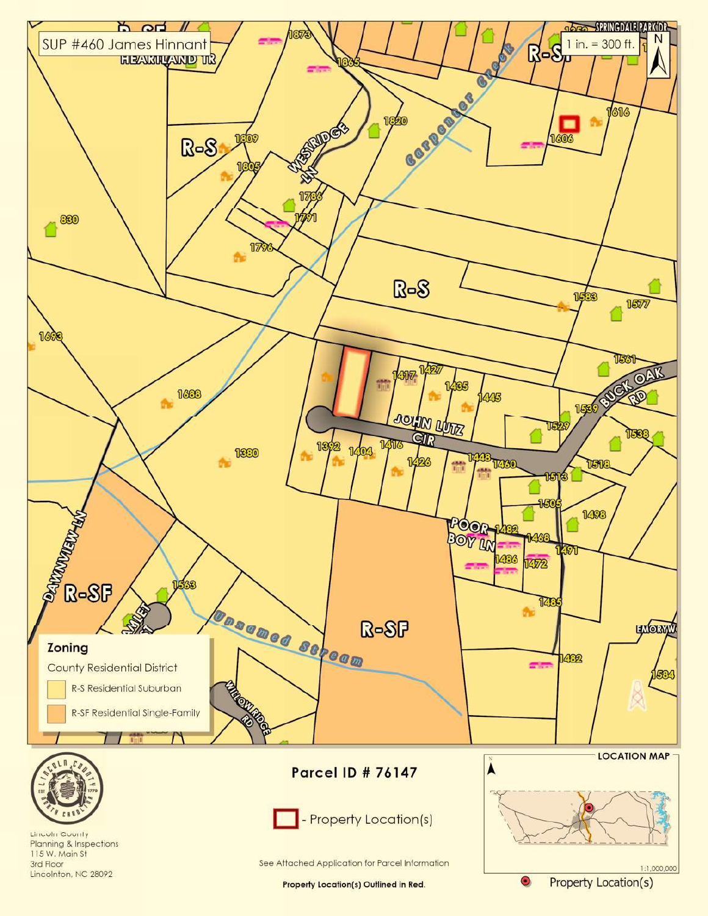SUP #460 James Hinnant

1 in. = 300 ft.

## Zoning

County Residential District

- R-S Residential Suburban
- R-SF Residential Single-Family

Lincoln County
Planning & Inspections
115 W. Main St
3rd Floor
Lincolnton, NC 28092

**Parcel ID # 76147**

- Property Location(s)

See Attached Application for Parcel Information

**Property Location(s) Outlined in Red.**

LOCATION MAP

1:1,000,000

Property Location(s)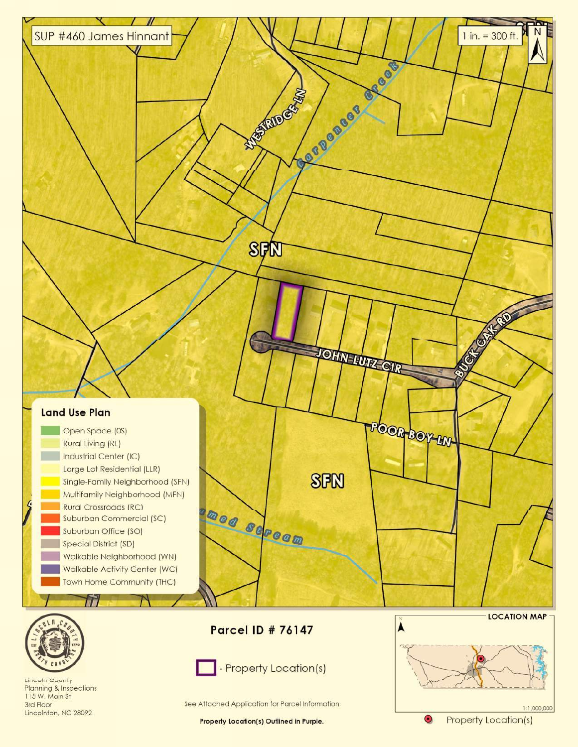SUP #460 James Hinnant

1 in. = 300 ft.

N

WESTRIDGE LN

Carpenter Creek

SFN

JOHN LUTZ CIR

BUCK OAK RD

POOR BOY LN

SFN

### Land Use Plan

- Open Space (OS)
- Rural Living (RL)
- Industrial Center (IC)
- Large Lot Residential (LLR)
- Single-Family Neighborhood (SFN)
- Multifamily Neighborhood (MFN)
- Rural Crossroads (RC)
- Suburban Commercial (SC)
- Suburban Office (SO)
- Special District (SD)
- Walkable Neighborhood (WN)
- Walkable Activity Center (WC)
- Town Home Community (THC)

Lincoln County
Planning & Inspections
115 W. Main St
3rd Floor
Lincolnton, NC 28092

## Parcel ID # 76147

- Property Location(s)

See Attached Application for Parcel Information

**Property Location(s) Outlined in Purple.**

LOCATION MAP

1:1,000,000

Property Location(s)